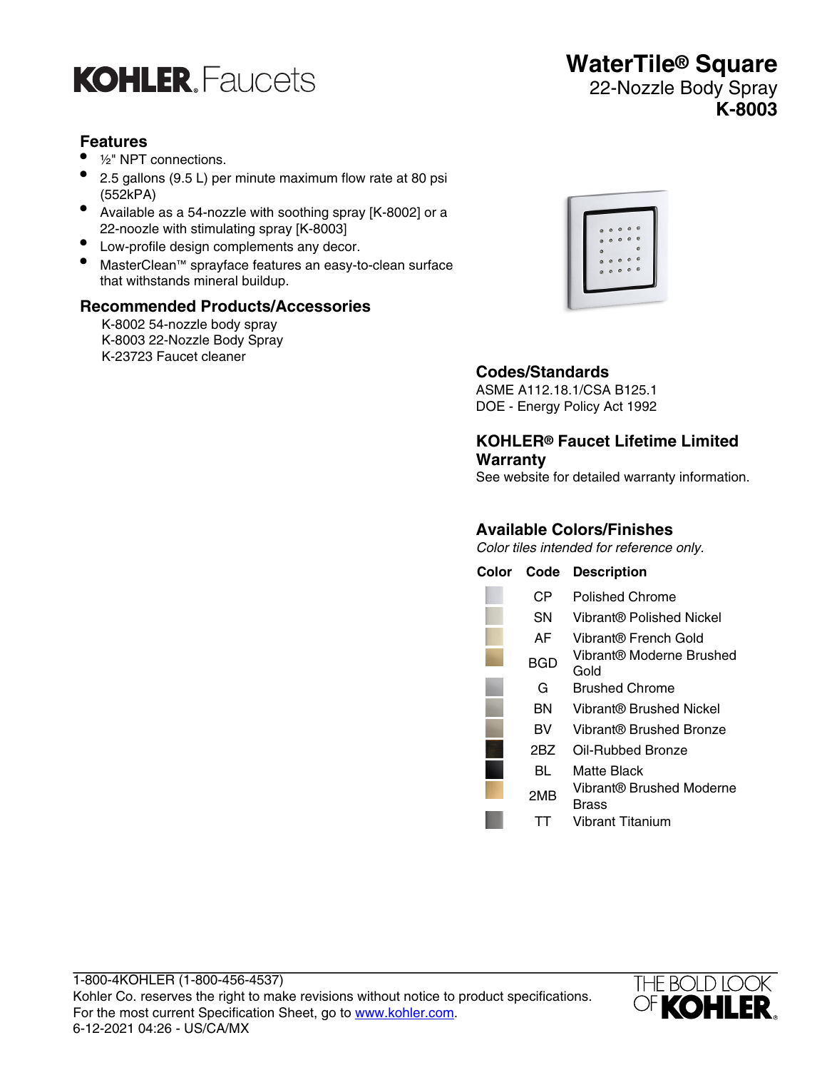# KOHLER. Faucets

# WaterTile® Square

22-Nozzle Body Spray

**K-8003**

## Features

- ½" NPT connections.
- 2.5 gallons (9.5 L) per minute maximum flow rate at 80 psi (552kPA)
- Available as a 54-nozzle with soothing spray [K-8002] or a 22-noozle with stimulating spray [K-8003]
- Low-profile design complements any decor.
- MasterClean™ sprayface features an easy-to-clean surface that withstands mineral buildup.

## Recommended Products/Accessories

K-8002 54-nozzle body spray
K-8003 22-Nozzle Body Spray
K-23723 Faucet cleaner

## Codes/Standards

ASME A112.18.1/CSA B125.1
DOE - Energy Policy Act 1992

## KOHLER® Faucet Lifetime Limited Warranty

See website for detailed warranty information.

## Available Colors/Finishes

*Color tiles intended for reference only.*

| Color | Code | Description |
|---|---|---|
| | CP | Polished Chrome |
| | SN | Vibrant® Polished Nickel |
| | AF | Vibrant® French Gold |
| | BGD | Vibrant® Moderne Brushed Gold |
| | G | Brushed Chrome |
| | BN | Vibrant® Brushed Nickel |
| | BV | Vibrant® Brushed Bronze |
| | 2BZ | Oil-Rubbed Bronze |
| | BL | Matte Black |
| | 2MB | Vibrant® Brushed Moderne Brass |
| | TT | Vibrant Titanium |

1-800-4KOHLER (1-800-456-4537)
Kohler Co. reserves the right to make revisions without notice to product specifications.
For the most current Specification Sheet, go to www.kohler.com.
6-12-2021 04:26 - US/CA/MX

THE BOLD LOOK OF KOHLER.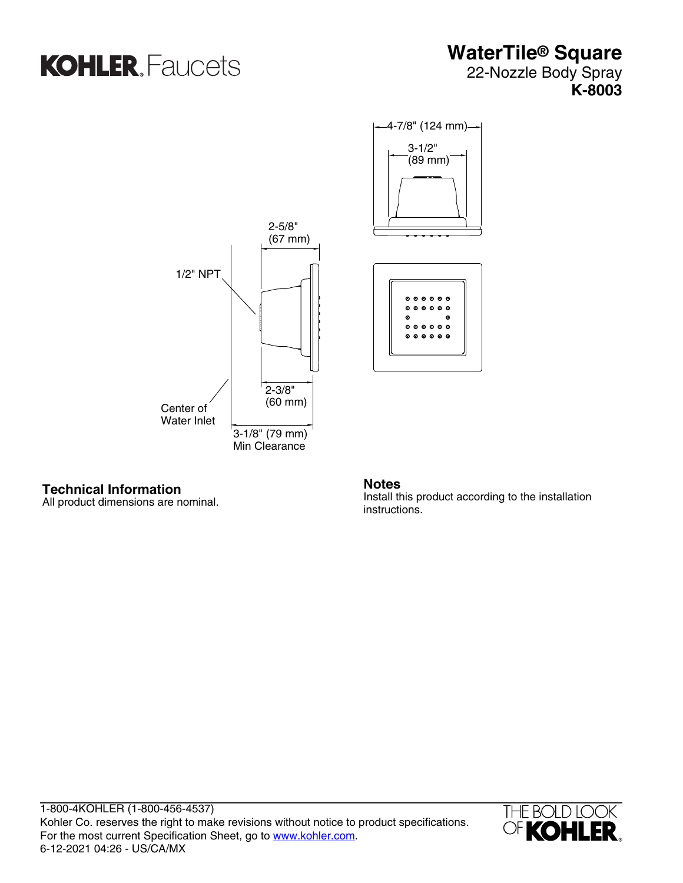KOHLER. Faucets

# WaterTile® Square

22-Nozzle Body Spray

**K-8003**

4-7/8" (124 mm)

3-1/2"
(89 mm)

2-5/8"
(67 mm)

1/2" NPT

2-3/8"
(60 mm)

Center of
Water Inlet

3-1/8" (79 mm)
Min Clearance

## Technical Information

All product dimensions are nominal.

## Notes

Install this product according to the installation instructions.

1-800-4KOHLER (1-800-456-4537)
Kohler Co. reserves the right to make revisions without notice to product specifications.
For the most current Specification Sheet, go to www.kohler.com.
6-12-2021 04:26 - US/CA/MX

THE BOLD LOOK OF KOHLER.